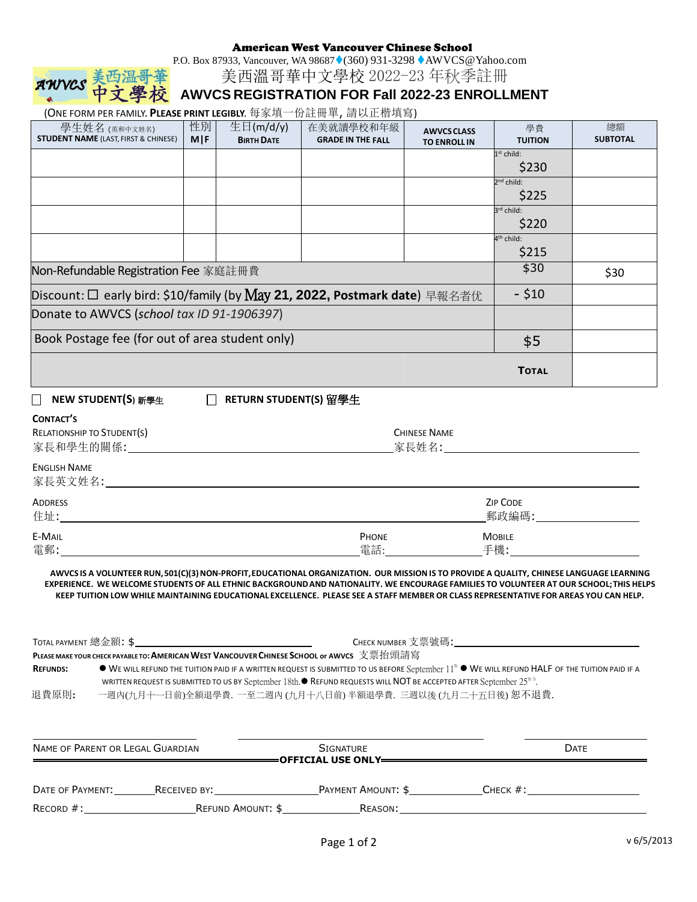# American West Vancouver Chinese School

P.O. Box 87933, Vancouver, WA 98687♦(360) 931-3298 ♦AWVCS@Yahoo.com

美西溫哥華中文學校 2022-23 年秋季註冊

## AWVCS REGISTRATION FOR Fall 2022-23 ENROLLMENT

(ONE FORM PER FAMILY. **PLEASE PRINT LEGIBLY.** 每家填一份註冊單, 請以正楷填寫)

| 學生姓名 (英和中文姓名) **STUDENT NAME** (LAST, FIRST & CHINESE) | 性別 **M\|F** | 生日(m/d/y) **BIRTH DATE** | 在美就讀學校和年級 **GRADE IN THE FALL** | **AWVCS CLASS TO ENROLL IN** | 學費 **TUITION** | 總額 **SUBTOTAL** |
|---|---|---|---|---|---|---|
| | | | | | 1st child: $230 | |
| | | | | | 2nd child: $225 | |
| | | | | | 3rd child: $220 | |
| | | | | | 4th child: $215 | |
| Non-Refundable Registration Fee 家庭註冊費 | | | | | $30 | $30 |
| Discount: ☐ early bird: $10/family (by May **21, 2022, Postmark date**) 早報名者優 | | | | | - $10 | |
| Donate to AWVCS (*school tax ID 91-1906397*) | | | | | | |
| Book Postage fee (for out of area student only) | | | | | $5 | |
| | | | | | **TOTAL** | |

☐ **NEW STUDENT(S) 新學生** ☐ **RETURN STUDENT(S) 留學生**

**CONTACT'S**

RELATIONSHIP TO STUDENT(S) 家長和學生的關係: ______________ CHINESE NAME 家長姓名: ______________

ENGLISH NAME 家長英文姓名: ______________

ADDRESS 住址: ______________ ZIP CODE 郵政編碼: ______________

E-MAIL 電郵: ______________ PHONE 電話: ______________ MOBILE 手機: ______________

**AWVCS IS A VOLUNTEER RUN, 501(C)(3) NON-PROFIT, EDUCATIONAL ORGANIZATION. OUR MISSION IS TO PROVIDE A QUALITY, CHINESE LANGUAGE LEARNING EXPERIENCE. WE WELCOME STUDENTS OF ALL ETHNIC BACKGROUND AND NATIONALITY. WE ENCOURAGE FAMILIES TO VOLUNTEER AT OUR SCHOOL; THIS HELPS KEEP TUITION LOW WHILE MAINTAINING EDUCATIONAL EXCELLENCE. PLEASE SEE A STAFF MEMBER OR CLASS REPRESENTATIVE FOR AREAS YOU CAN HELP.**

TOTAL PAYMENT 總金額: $______________ CHECK NUMBER 支票號碼: ______________

**PLEASE MAKE YOUR CHECK PAYABLE TO: AMERICAN WEST VANCOUVER CHINESE SCHOOL or AWVCS** 支票抬頭請寫

**REFUNDS:** ● WE WILL REFUND THE TUITION PAID IF A WRITTEN REQUEST IS SUBMITTED TO US BEFORE September 11th ● WE WILL REFUND HALF OF THE TUITION PAID IF A WRITTEN REQUEST IS SUBMITTED TO US BY September 18th. ● REFUND REQUESTS WILL NOT BE ACCEPTED AFTER September 25th.

退費原則: 一週內(九月十一日前)全額退學費. 一至二週內 (九月十八日前) 半額退學費. 三週以後 (九月二十五日後) 恕不退費.

______________ ______________ ______________

NAME OF PARENT OR LEGAL GUARDIAN SIGNATURE DATE

**OFFICIAL USE ONLY**

DATE OF PAYMENT: ______ RECEIVED BY: ______________ PAYMENT AMOUNT: $______________ CHECK #: ______________

RECORD #: ______________ REFUND AMOUNT: $______________ REASON: ______________

v 6/5/2013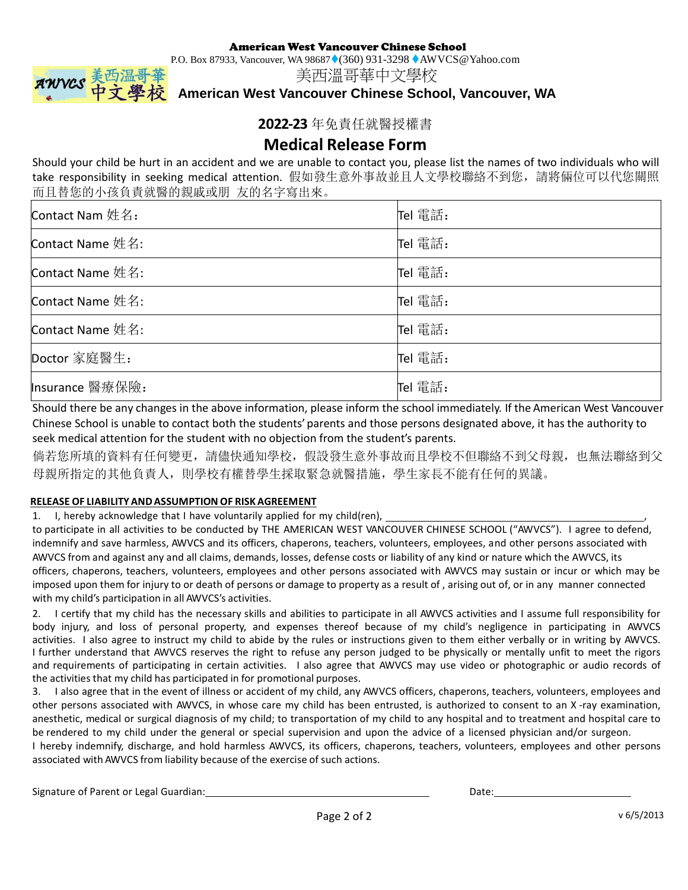**American West Vancouver Chinese School**

P.O. Box 87933, Vancouver, WA 98687♦(360) 931-3298 ♦AWVCS@Yahoo.com

美西溫哥華中文學校

**American West Vancouver Chinese School, Vancouver, WA**

## **2022-23** 年免責任就醫授權書

# Medical Release Form

Should your child be hurt in an accident and we are unable to contact you, please list the names of two individuals who will take responsibility in seeking medical attention. 假如發生意外事故並且人文學校聯絡不到您，請將倆位可以代您關照而且替您的小孩負責就醫的親戚或朋 友的名字寫出來。

| | |
|---|---|
| Contact Nam 姓名： | Tel 電話： |
| Contact Name 姓名: | Tel 電話： |
| Contact Name 姓名: | Tel 電話： |
| Contact Name 姓名: | Tel 電話： |
| Contact Name 姓名: | Tel 電話： |
| Doctor 家庭醫生： | Tel 電話： |
| Insurance 醫療保險： | Tel 電話： |

Should there be any changes in the above information, please inform the school immediately. If the American West Vancouver Chinese School is unable to contact both the students' parents and those persons designated above, it has the authority to seek medical attention for the student with no objection from the student's parents.

倘若您所填的資料有任何變更，請儘快通知學校，假設發生意外事故而且學校不但聯絡不到父母親，也無法聯絡到父母親所指定的其他負責人，則學校有權替學生採取緊急就醫措施，學生家長不能有任何的異議。

**RELEASE OF LIABILITY AND ASSUMPTION OF RISK AGREEMENT**

1. I, hereby acknowledge that I have voluntarily applied for my child(ren), ______________________________, to participate in all activities to be conducted by THE AMERICAN WEST VANCOUVER CHINESE SCHOOL ("AWVCS"). I agree to defend, indemnify and save harmless, AWVCS and its officers, chaperons, teachers, volunteers, employees, and other persons associated with AWVCS from and against any and all claims, demands, losses, defense costs or liability of any kind or nature which the AWVCS, its officers, chaperons, teachers, volunteers, employees and other persons associated with AWVCS may sustain or incur or which may be imposed upon them for injury to or death of persons or damage to property as a result of , arising out of, or in any manner connected with my child's participation in all AWVCS's activities.

2. I certify that my child has the necessary skills and abilities to participate in all AWVCS activities and I assume full responsibility for body injury, and loss of personal property, and expenses thereof because of my child's negligence in participating in AWVCS activities. I also agree to instruct my child to abide by the rules or instructions given to them either verbally or in writing by AWVCS. I further understand that AWVCS reserves the right to refuse any person judged to be physically or mentally unfit to meet the rigors and requirements of participating in certain activities. I also agree that AWVCS may use video or photographic or audio records of the activities that my child has participated in for promotional purposes.

3. I also agree that in the event of illness or accident of my child, any AWVCS officers, chaperons, teachers, volunteers, employees and other persons associated with AWVCS, in whose care my child has been entrusted, is authorized to consent to an X -ray examination, anesthetic, medical or surgical diagnosis of my child; to transportation of my child to any hospital and to treatment and hospital care to be rendered to my child under the general or special supervision and upon the advice of a licensed physician and/or surgeon.

I hereby indemnify, discharge, and hold harmless AWVCS, its officers, chaperons, teachers, volunteers, employees and other persons associated with AWVCS from liability because of the exercise of such actions.

Signature of Parent or Legal Guardian: ______________________________ Date: ____________________

v 6/5/2013